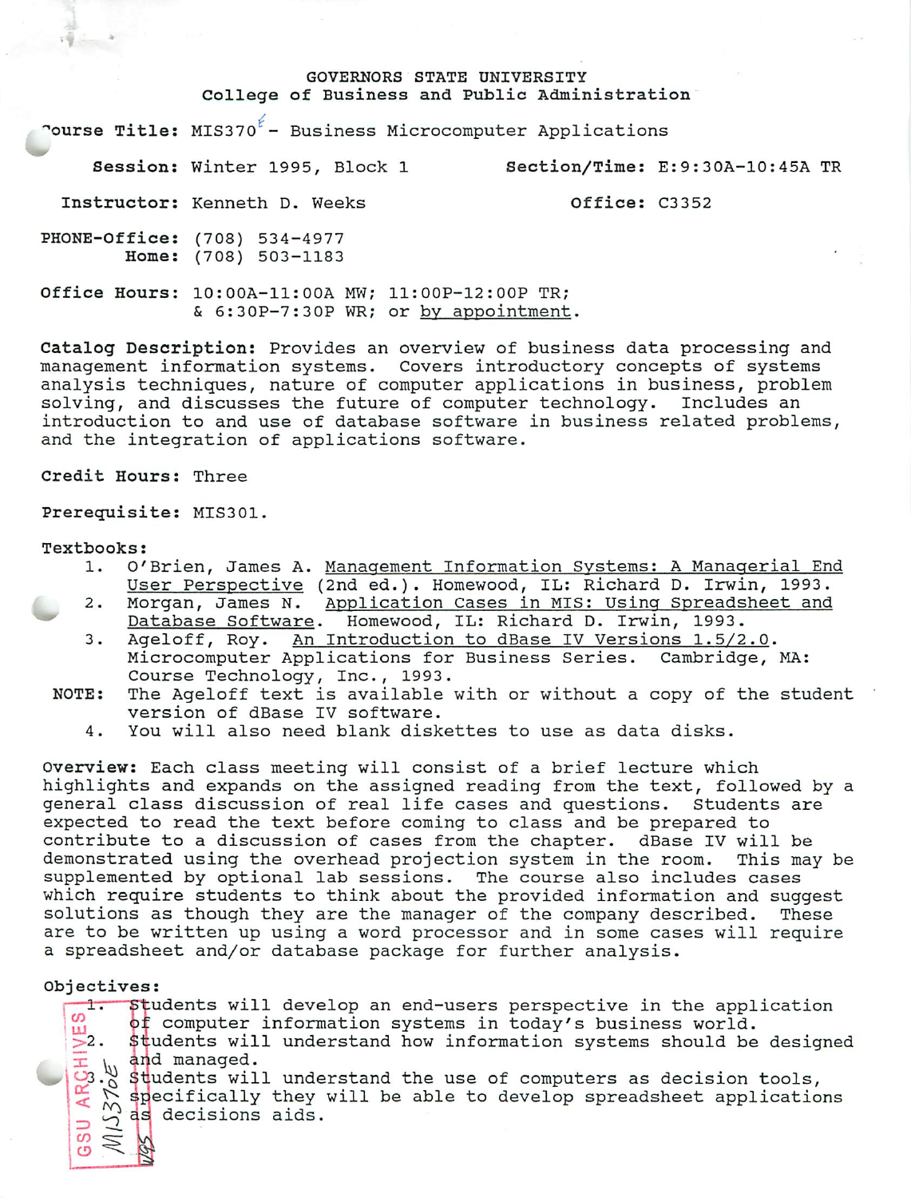# GOVERNORS STATE UNIVERSITY
## College of Business and Public Administration

**Course Title:** MIS370E - Business Microcomputer Applications

**Session:** Winter 1995, Block 1 **Section/Time:** E:9:30A-10:45A TR

**Instructor:** Kenneth D. Weeks **Office:** C3352

**PHONE-Office:** (708) 534-4977
**Home:** (708) 503-1183

**Office Hours:** 10:00A-11:00A MW; 11:00P-12:00P TR;
& 6:30P-7:30P WR; or by appointment.

**Catalog Description:** Provides an overview of business data processing and management information systems. Covers introductory concepts of systems analysis techniques, nature of computer applications in business, problem solving, and discusses the future of computer technology. Includes an introduction to and use of database software in business related problems, and the integration of applications software.

**Credit Hours:** Three

**Prerequisite:** MIS301.

**Textbooks:**

1. O'Brien, James A. Management Information Systems: A Managerial End User Perspective (2nd ed.). Homewood, IL: Richard D. Irwin, 1993.
2. Morgan, James N. Application Cases in MIS: Using Spreadsheet and Database Software. Homewood, IL: Richard D. Irwin, 1993.
3. Ageloff, Roy. An Introduction to dBase IV Versions 1.5/2.0. Microcomputer Applications for Business Series. Cambridge, MA: Course Technology, Inc., 1993.

**NOTE:** The Ageloff text is available with or without a copy of the student version of dBase IV software.

4. You will also need blank diskettes to use as data disks.

**Overview:** Each class meeting will consist of a brief lecture which highlights and expands on the assigned reading from the text, followed by a general class discussion of real life cases and questions. Students are expected to read the text before coming to class and be prepared to contribute to a discussion of cases from the chapter. dBase IV will be demonstrated using the overhead projection system in the room. This may be supplemented by optional lab sessions. The course also includes cases which require students to think about the provided information and suggest solutions as though they are the manager of the company described. These are to be written up using a word processor and in some cases will require a spreadsheet and/or database package for further analysis.

**Objectives:**

1. Students will develop an end-users perspective in the application of computer information systems in today's business world.
2. Students will understand how information systems should be designed and managed.
3. Students will understand the use of computers as decision tools, specifically they will be able to develop spreadsheet applications as decisions aids.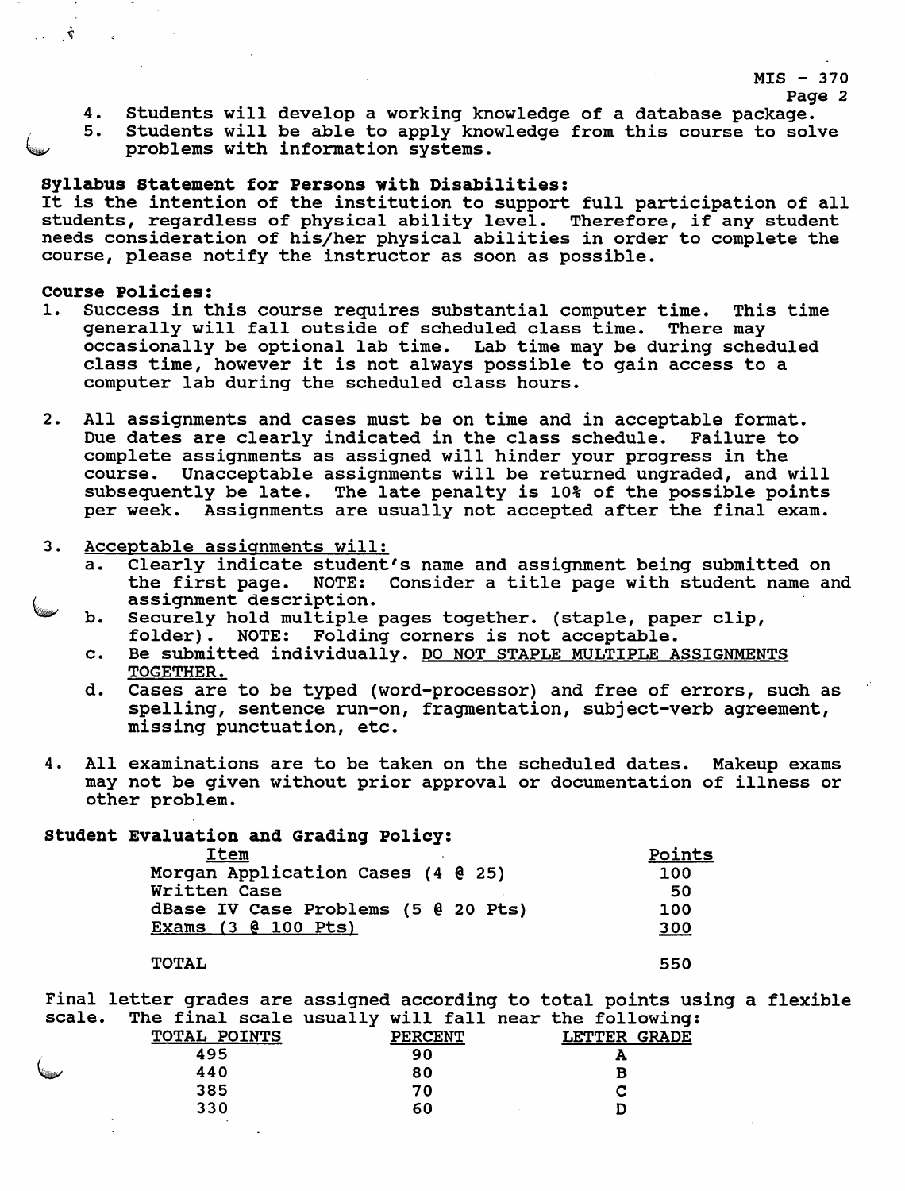4. Students will develop a working knowledge of a database package.
5. Students will be able to apply knowledge from this course to solve problems with information systems.

**Syllabus Statement for Persons with Disabilities:**

It is the intention of the institution to support full participation of all students, regardless of physical ability level. Therefore, if any student needs consideration of his/her physical abilities in order to complete the course, please notify the instructor as soon as possible.

**Course Policies:**

1. Success in this course requires substantial computer time. This time generally will fall outside of scheduled class time. There may occasionally be optional lab time. Lab time may be during scheduled class time, however it is not always possible to gain access to a computer lab during the scheduled class hours.

2. All assignments and cases must be on time and in acceptable format. Due dates are clearly indicated in the class schedule. Failure to complete assignments as assigned will hinder your progress in the course. Unacceptable assignments will be returned ungraded, and will subsequently be late. The late penalty is 10% of the possible points per week. Assignments are usually not accepted after the final exam.

3. <u>Acceptable assignments will:</u>
   a. Clearly indicate student's name and assignment being submitted on the first page. NOTE: Consider a title page with student name and assignment description.
   b. Securely hold multiple pages together. (staple, paper clip, folder). NOTE: Folding corners is not acceptable.
   c. Be submitted individually. <u>DO NOT STAPLE MULTIPLE ASSIGNMENTS TOGETHER.</u>
   d. Cases are to be typed (word-processor) and free of errors, such as spelling, sentence run-on, fragmentation, subject-verb agreement, missing punctuation, etc.

4. All examinations are to be taken on the scheduled dates. Makeup exams may not be given without prior approval or documentation of illness or other problem.

**Student Evaluation and Grading Policy:**

| Item | Points |
|---|---|
| Morgan Application Cases (4 @ 25) | 100 |
| Written Case | 50 |
| dBase IV Case Problems (5 @ 20 Pts) | 100 |
| Exams (3 @ 100 Pts) | 300 |
| TOTAL | 550 |

Final letter grades are assigned according to total points using a flexible scale. The final scale usually will fall near the following:

| TOTAL POINTS | PERCENT | LETTER GRADE |
|---|---|---|
| 495 | 90 | A |
| 440 | 80 | B |
| 385 | 70 | C |
| 330 | 60 | D |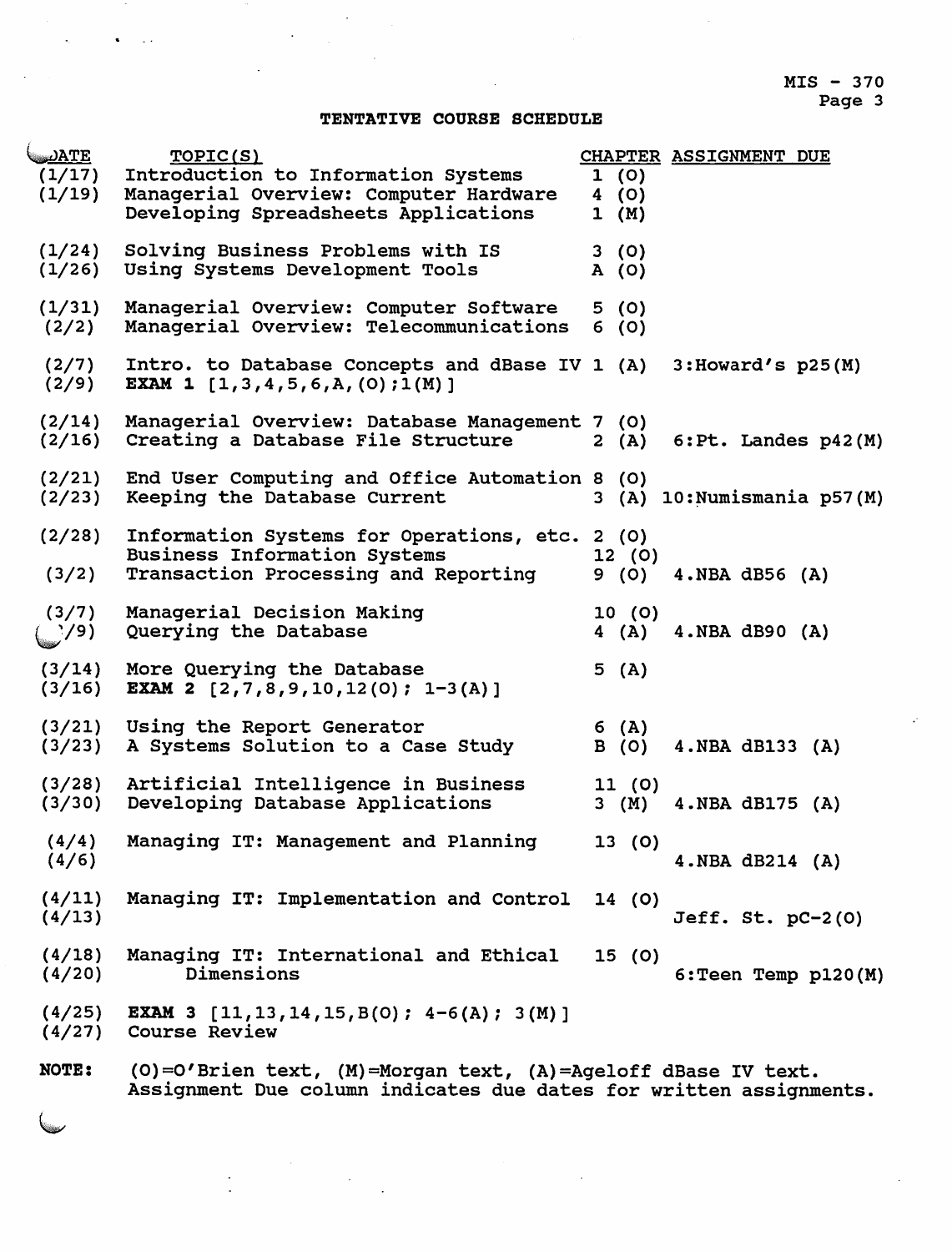## TENTATIVE COURSE SCHEDULE

| DATE | TOPIC(S) | CHAPTER | ASSIGNMENT DUE |
|---|---|---|---|
| (1/17) | Introduction to Information Systems | 1 (O) | |
| (1/19) | Managerial Overview: Computer Hardware | 4 (O) | |
| | Developing Spreadsheets Applications | 1 (M) | |
| (1/24) | Solving Business Problems with IS | 3 (O) | |
| (1/26) | Using Systems Development Tools | A (O) | |
| (1/31) | Managerial Overview: Computer Software | 5 (O) | |
| (2/2) | Managerial Overview: Telecommunications | 6 (O) | |
| (2/7) | Intro. to Database Concepts and dBase IV | 1 (A) | 3:Howard's p25(M) |
| (2/9) | **EXAM 1** [1,3,4,5,6,A,(O);1(M)] | | |
| (2/14) | Managerial Overview: Database Management | 7 (O) | |
| (2/16) | Creating a Database File Structure | 2 (A) | 6:Pt. Landes p42(M) |
| (2/21) | End User Computing and Office Automation | 8 (O) | |
| (2/23) | Keeping the Database Current | 3 (A) | 10:Numismania p57(M) |
| (2/28) | Information Systems for Operations, etc. | 2 (O) | |
| | Business Information Systems | 12 (O) | |
| (3/2) | Transaction Processing and Reporting | 9 (O) | 4.NBA dB56 (A) |
| (3/7) | Managerial Decision Making | 10 (O) | |
| (3/9) | Querying the Database | 4 (A) | 4.NBA dB90 (A) |
| (3/14) | More Querying the Database | 5 (A) | |
| (3/16) | **EXAM 2** [2,7,8,9,10,12(O); 1-3(A)] | | |
| (3/21) | Using the Report Generator | 6 (A) | |
| (3/23) | A Systems Solution to a Case Study | B (O) | 4.NBA dB133 (A) |
| (3/28) | Artificial Intelligence in Business | 11 (O) | |
| (3/30) | Developing Database Applications | 3 (M) | 4.NBA dB175 (A) |
| (4/4) | Managing IT: Management and Planning | 13 (O) | |
| (4/6) | | | 4.NBA dB214 (A) |
| (4/11) | Managing IT: Implementation and Control | 14 (O) | |
| (4/13) | | | Jeff. St. pC-2(O) |
| (4/18) | Managing IT: International and Ethical | 15 (O) | |
| (4/20) | Dimensions | | 6:Teen Temp p120(M) |
| (4/25) | **EXAM 3** [11,13,14,15,B(O); 4-6(A); 3(M)] | | |
| (4/27) | Course Review | | |

**NOTE:** (O)=O'Brien text, (M)=Morgan text, (A)=Ageloff dBase IV text. Assignment Due column indicates due dates for written assignments.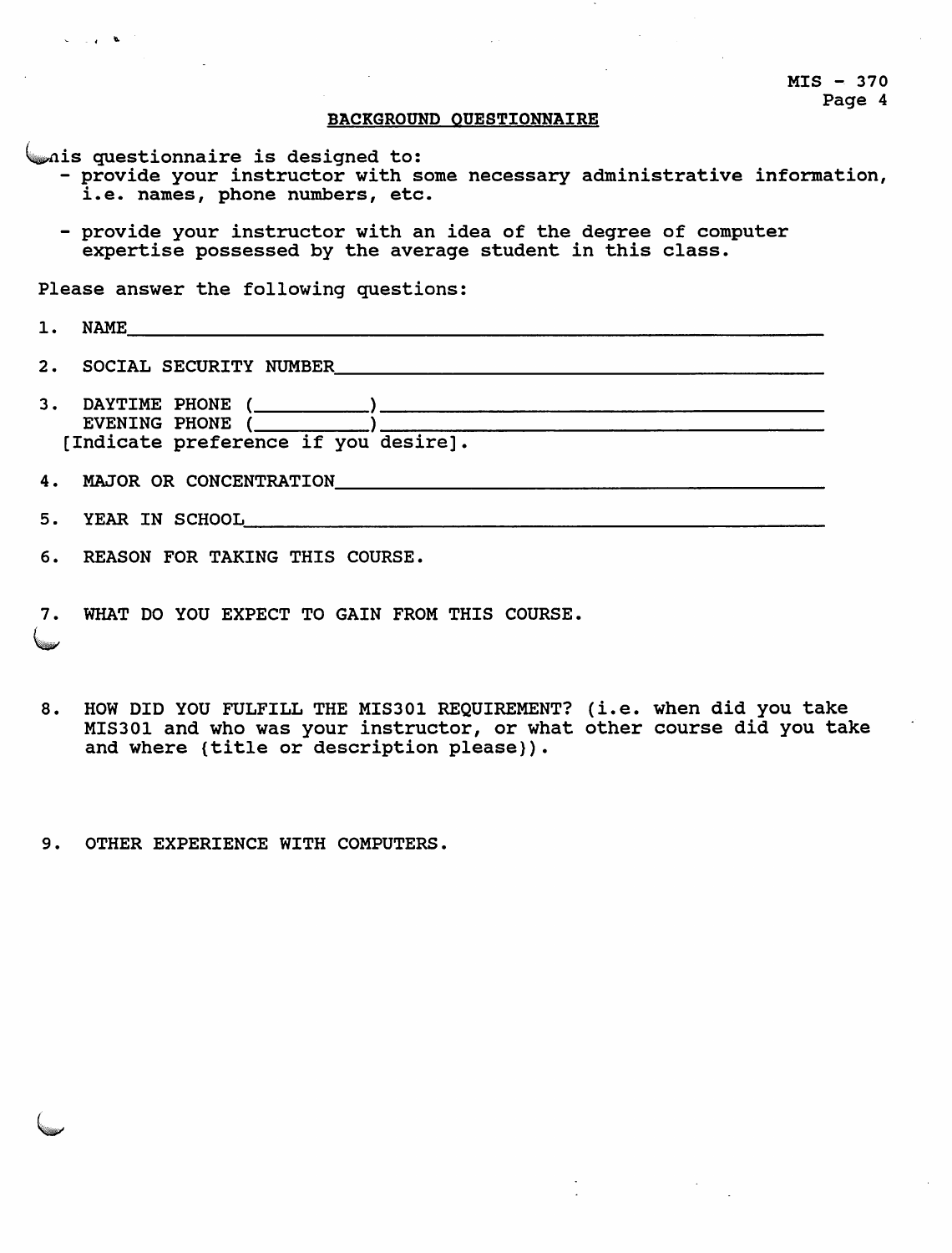## BACKGROUND QUESTIONNAIRE

This questionnaire is designed to:

- provide your instructor with some necessary administrative information, i.e. names, phone numbers, etc.
- provide your instructor with an idea of the degree of computer expertise possessed by the average student in this class.

Please answer the following questions:

1. NAME______________________________________________________________
2. SOCIAL SECURITY NUMBER_____________________________________________
3. DAYTIME PHONE (__________)_______________________________________  
   EVENING PHONE (__________)_______________________________________  
   [Indicate preference if you desire].
4. MAJOR OR CONCENTRATION_____________________________________________
5. YEAR IN SCHOOL____________________________________________________
6. REASON FOR TAKING THIS COURSE.

7. WHAT DO YOU EXPECT TO GAIN FROM THIS COURSE.

8. HOW DID YOU FULFILL THE MIS301 REQUIREMENT? (i.e. when did you take MIS301 and who was your instructor, or what other course did you take and where (title or description please)).

9. OTHER EXPERIENCE WITH COMPUTERS.